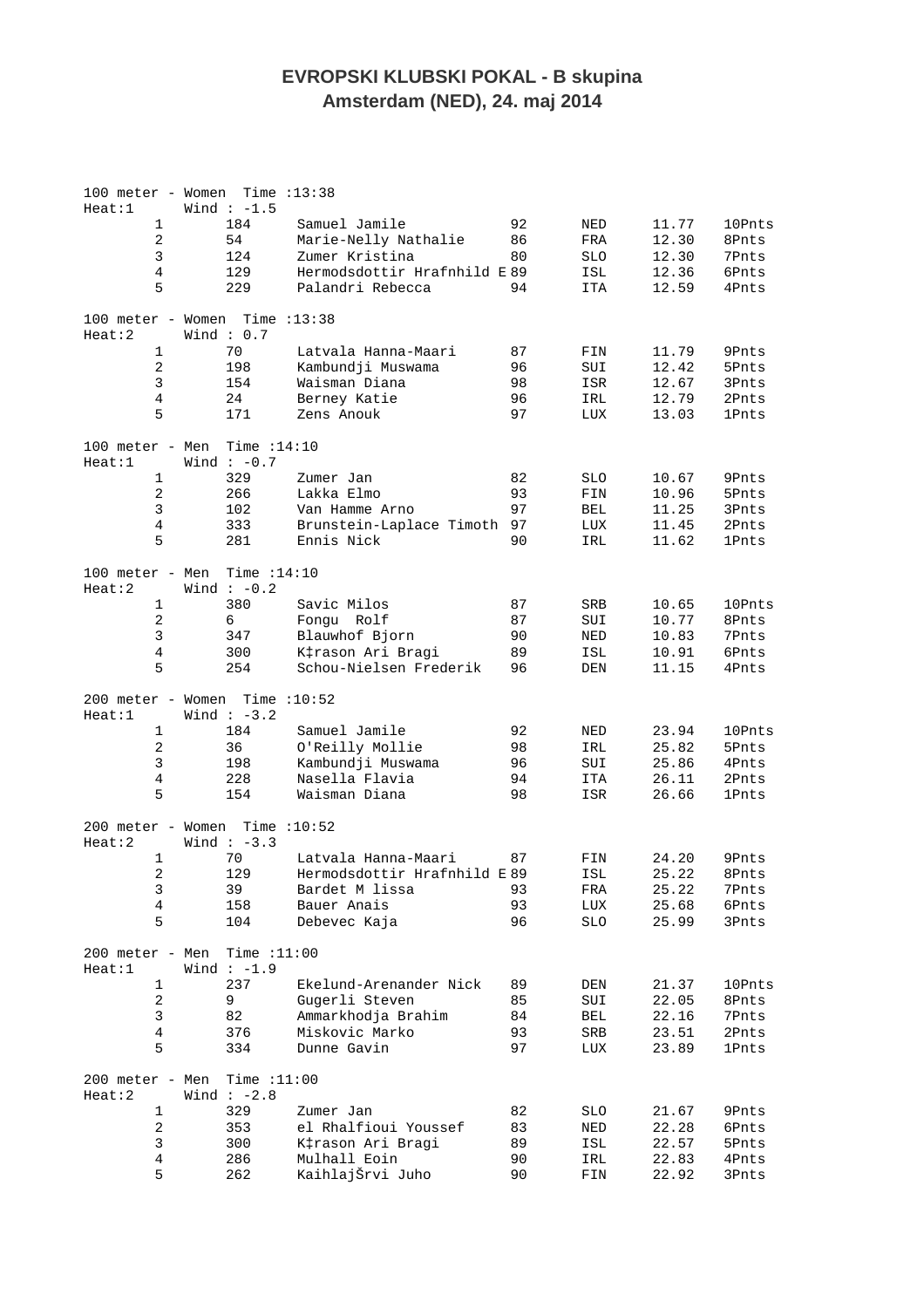# EVROPSKI KLUBSKI POKAL - B skupina
## Amsterdam (NED), 24. maj 2014

100 meter - Women Time :13:38
Heat:1 Wind : -1.5

| | | | | | | |
|---|---|---|---|---|---|---|
| 1 | 184 | Samuel Jamile | 92 | NED | 11.77 | 10Pnts |
| 2 | 54 | Marie-Nelly Nathalie | 86 | FRA | 12.30 | 8Pnts |
| 3 | 124 | Zumer Kristina | 80 | SLO | 12.30 | 7Pnts |
| 4 | 129 | Hermodsdottir Hrafnhild E | 89 | ISL | 12.36 | 6Pnts |
| 5 | 229 | Palandri Rebecca | 94 | ITA | 12.59 | 4Pnts |

100 meter - Women Time :13:38
Heat:2 Wind : 0.7

| | | | | | | |
|---|---|---|---|---|---|---|
| 1 | 70 | Latvala Hanna-Maari | 87 | FIN | 11.79 | 9Pnts |
| 2 | 198 | Kambundji Muswama | 96 | SUI | 12.42 | 5Pnts |
| 3 | 154 | Waisman Diana | 98 | ISR | 12.67 | 3Pnts |
| 4 | 24 | Berney Katie | 96 | IRL | 12.79 | 2Pnts |
| 5 | 171 | Zens Anouk | 97 | LUX | 13.03 | 1Pnts |

100 meter - Men Time :14:10
Heat:1 Wind : -0.7

| | | | | | | |
|---|---|---|---|---|---|---|
| 1 | 329 | Zumer Jan | 82 | SLO | 10.67 | 9Pnts |
| 2 | 266 | Lakka Elmo | 93 | FIN | 10.96 | 5Pnts |
| 3 | 102 | Van Hamme Arno | 97 | BEL | 11.25 | 3Pnts |
| 4 | 333 | Brunstein-Laplace Timoth | 97 | LUX | 11.45 | 2Pnts |
| 5 | 281 | Ennis Nick | 90 | IRL | 11.62 | 1Pnts |

100 meter - Men Time :14:10
Heat:2 Wind : -0.2

| | | | | | | |
|---|---|---|---|---|---|---|
| 1 | 380 | Savic Milos | 87 | SRB | 10.65 | 10Pnts |
| 2 | 6 | Fongu Rolf | 87 | SUI | 10.77 | 8Pnts |
| 3 | 347 | Blauwhof Bjorn | 90 | NED | 10.83 | 7Pnts |
| 4 | 300 | K‡rason Ari Bragi | 89 | ISL | 10.91 | 6Pnts |
| 5 | 254 | Schou-Nielsen Frederik | 96 | DEN | 11.15 | 4Pnts |

200 meter - Women Time :10:52
Heat:1 Wind : -3.2

| | | | | | | |
|---|---|---|---|---|---|---|
| 1 | 184 | Samuel Jamile | 92 | NED | 23.94 | 10Pnts |
| 2 | 36 | O'Reilly Mollie | 98 | IRL | 25.82 | 5Pnts |
| 3 | 198 | Kambundji Muswama | 96 | SUI | 25.86 | 4Pnts |
| 4 | 228 | Nasella Flavia | 94 | ITA | 26.11 | 2Pnts |
| 5 | 154 | Waisman Diana | 98 | ISR | 26.66 | 1Pnts |

200 meter - Women Time :10:52
Heat:2 Wind : -3.3

| | | | | | | |
|---|---|---|---|---|---|---|
| 1 | 70 | Latvala Hanna-Maari | 87 | FIN | 24.20 | 9Pnts |
| 2 | 129 | Hermodsdottir Hrafnhild E | 89 | ISL | 25.22 | 8Pnts |
| 3 | 39 | Bardet M lissa | 93 | FRA | 25.22 | 7Pnts |
| 4 | 158 | Bauer Anais | 93 | LUX | 25.68 | 6Pnts |
| 5 | 104 | Debevec Kaja | 96 | SLO | 25.99 | 3Pnts |

200 meter - Men Time :11:00
Heat:1 Wind : -1.9

| | | | | | | |
|---|---|---|---|---|---|---|
| 1 | 237 | Ekelund-Arenander Nick | 89 | DEN | 21.37 | 10Pnts |
| 2 | 9 | Gugerli Steven | 85 | SUI | 22.05 | 8Pnts |
| 3 | 82 | Ammarkhodja Brahim | 84 | BEL | 22.16 | 7Pnts |
| 4 | 376 | Miskovic Marko | 93 | SRB | 23.51 | 2Pnts |
| 5 | 334 | Dunne Gavin | 97 | LUX | 23.89 | 1Pnts |

200 meter - Men Time :11:00
Heat:2 Wind : -2.8

| | | | | | | |
|---|---|---|---|---|---|---|
| 1 | 329 | Zumer Jan | 82 | SLO | 21.67 | 9Pnts |
| 2 | 353 | el Rhalfioui Youssef | 83 | NED | 22.28 | 6Pnts |
| 3 | 300 | K‡rason Ari Bragi | 89 | ISL | 22.57 | 5Pnts |
| 4 | 286 | Mulhall Eoin | 90 | IRL | 22.83 | 4Pnts |
| 5 | 262 | KaihlajŠrvi Juho | 90 | FIN | 22.92 | 3Pnts |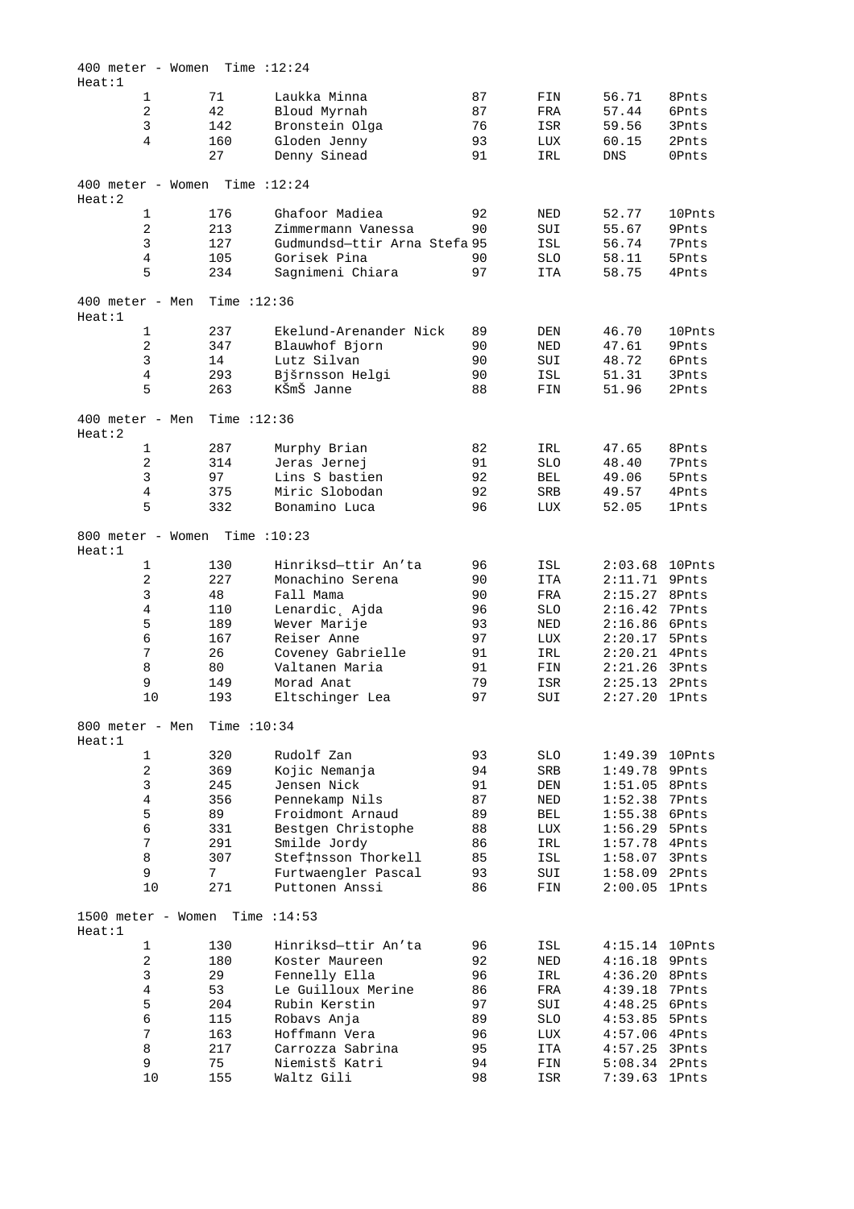400 meter - Women Time :12:24
Heat:1

| | | | | | | |
|---|---|---|---|---|---|---|
| 1 | 71 | Laukka Minna | 87 | FIN | 56.71 | 8Pnts |
| 2 | 42 | Bloud Myrnah | 87 | FRA | 57.44 | 6Pnts |
| 3 | 142 | Bronstein Olga | 76 | ISR | 59.56 | 3Pnts |
| 4 | 160 | Gloden Jenny | 93 | LUX | 60.15 | 2Pnts |
| | 27 | Denny Sinead | 91 | IRL | DNS | 0Pnts |

400 meter - Women Time :12:24
Heat:2

| | | | | | | |
|---|---|---|---|---|---|---|
| 1 | 176 | Ghafoor Madiea | 92 | NED | 52.77 | 10Pnts |
| 2 | 213 | Zimmermann Vanessa | 90 | SUI | 55.67 | 9Pnts |
| 3 | 127 | Gudmundsd—ttir Arna Stefa | 95 | ISL | 56.74 | 7Pnts |
| 4 | 105 | Gorisek Pina | 90 | SLO | 58.11 | 5Pnts |
| 5 | 234 | Sagnimeni Chiara | 97 | ITA | 58.75 | 4Pnts |

400 meter - Men Time :12:36
Heat:1

| | | | | | | |
|---|---|---|---|---|---|---|
| 1 | 237 | Ekelund-Arenander Nick | 89 | DEN | 46.70 | 10Pnts |
| 2 | 347 | Blauwhof Bjorn | 90 | NED | 47.61 | 9Pnts |
| 3 | 14 | Lutz Silvan | 90 | SUI | 48.72 | 6Pnts |
| 4 | 293 | Bjšrnsson Helgi | 90 | ISL | 51.31 | 3Pnts |
| 5 | 263 | KŠmŠ Janne | 88 | FIN | 51.96 | 2Pnts |

400 meter - Men Time :12:36
Heat:2

| | | | | | | |
|---|---|---|---|---|---|---|
| 1 | 287 | Murphy Brian | 82 | IRL | 47.65 | 8Pnts |
| 2 | 314 | Jeras Jernej | 91 | SLO | 48.40 | 7Pnts |
| 3 | 97 | Lins S bastien | 92 | BEL | 49.06 | 5Pnts |
| 4 | 375 | Miric Slobodan | 92 | SRB | 49.57 | 4Pnts |
| 5 | 332 | Bonamino Luca | 96 | LUX | 52.05 | 1Pnts |

800 meter - Women Time :10:23
Heat:1

| | | | | | | |
|---|---|---|---|---|---|---|
| 1 | 130 | Hinriksd—ttir An'ta | 96 | ISL | 2:03.68 | 10Pnts |
| 2 | 227 | Monachino Serena | 90 | ITA | 2:11.71 | 9Pnts |
| 3 | 48 | Fall Mama | 90 | FRA | 2:15.27 | 8Pnts |
| 4 | 110 | Lenardic¸ Ajda | 96 | SLO | 2:16.42 | 7Pnts |
| 5 | 189 | Wever Marije | 93 | NED | 2:16.86 | 6Pnts |
| 6 | 167 | Reiser Anne | 97 | LUX | 2:20.17 | 5Pnts |
| 7 | 26 | Coveney Gabrielle | 91 | IRL | 2:20.21 | 4Pnts |
| 8 | 80 | Valtanen Maria | 91 | FIN | 2:21.26 | 3Pnts |
| 9 | 149 | Morad Anat | 79 | ISR | 2:25.13 | 2Pnts |
| 10 | 193 | Eltschinger Lea | 97 | SUI | 2:27.20 | 1Pnts |

800 meter - Men Time :10:34
Heat:1

| | | | | | | |
|---|---|---|---|---|---|---|
| 1 | 320 | Rudolf Zan | 93 | SLO | 1:49.39 | 10Pnts |
| 2 | 369 | Kojic Nemanja | 94 | SRB | 1:49.78 | 9Pnts |
| 3 | 245 | Jensen Nick | 91 | DEN | 1:51.05 | 8Pnts |
| 4 | 356 | Pennekamp Nils | 87 | NED | 1:52.38 | 7Pnts |
| 5 | 89 | Froidmont Arnaud | 89 | BEL | 1:55.38 | 6Pnts |
| 6 | 331 | Bestgen Christophe | 88 | LUX | 1:56.29 | 5Pnts |
| 7 | 291 | Smilde Jordy | 86 | IRL | 1:57.78 | 4Pnts |
| 8 | 307 | Stef‡nsson Thorkell | 85 | ISL | 1:58.07 | 3Pnts |
| 9 | 7 | Furtwaengler Pascal | 93 | SUI | 1:58.09 | 2Pnts |
| 10 | 271 | Puttonen Anssi | 86 | FIN | 2:00.05 | 1Pnts |

1500 meter - Women Time :14:53
Heat:1

| | | | | | | |
|---|---|---|---|---|---|---|
| 1 | 130 | Hinriksd—ttir An'ta | 96 | ISL | 4:15.14 | 10Pnts |
| 2 | 180 | Koster Maureen | 92 | NED | 4:16.18 | 9Pnts |
| 3 | 29 | Fennelly Ella | 96 | IRL | 4:36.20 | 8Pnts |
| 4 | 53 | Le Guilloux Merine | 86 | FRA | 4:39.18 | 7Pnts |
| 5 | 204 | Rubin Kerstin | 97 | SUI | 4:48.25 | 6Pnts |
| 6 | 115 | Robavs Anja | 89 | SLO | 4:53.85 | 5Pnts |
| 7 | 163 | Hoffmann Vera | 96 | LUX | 4:57.06 | 4Pnts |
| 8 | 217 | Carrozza Sabrina | 95 | ITA | 4:57.25 | 3Pnts |
| 9 | 75 | Niemistš Katri | 94 | FIN | 5:08.34 | 2Pnts |
| 10 | 155 | Waltz Gili | 98 | ISR | 7:39.63 | 1Pnts |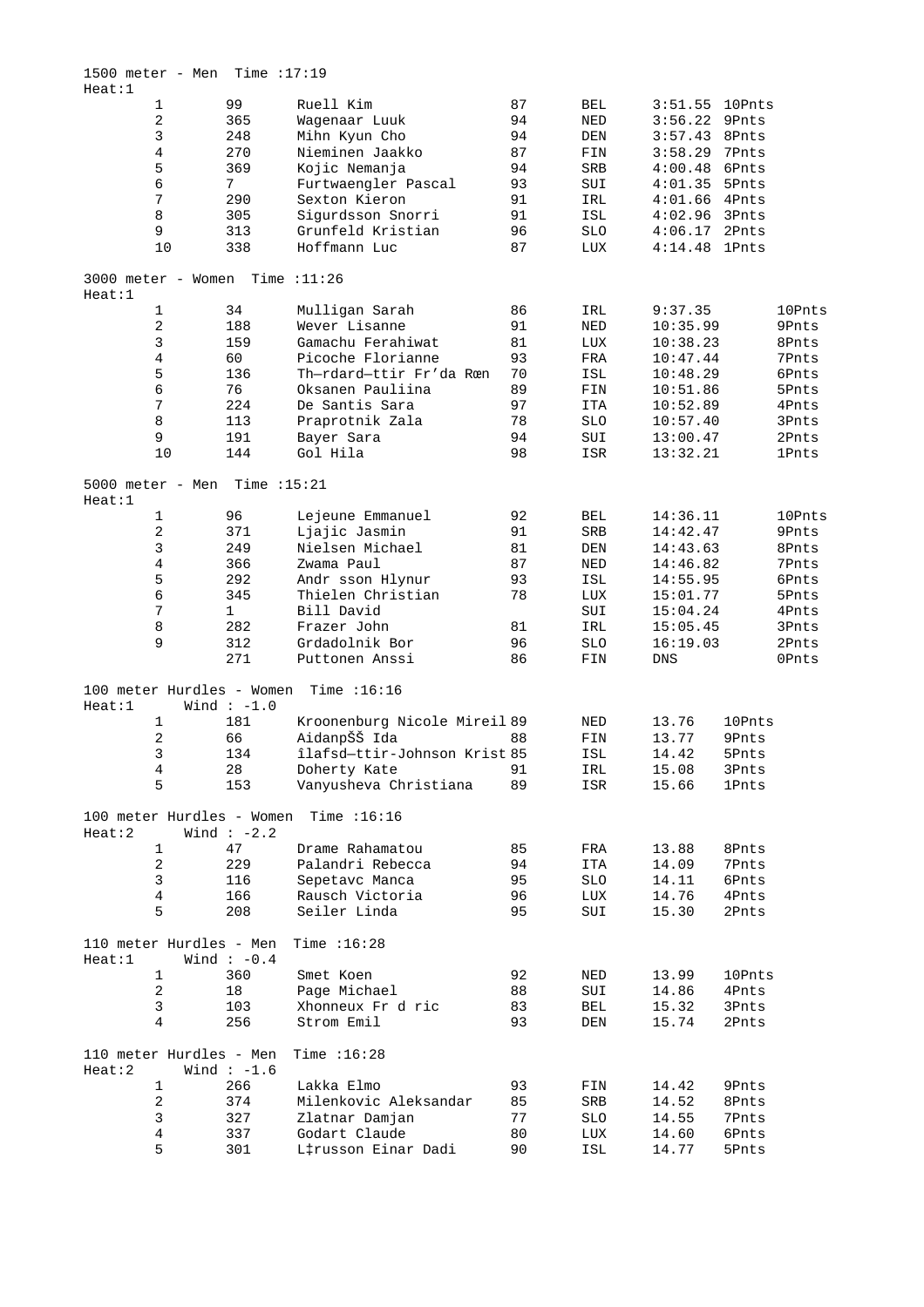1500 meter - Men Time :17:19

Heat:1

| | | | | | | |
|---|---|---|---|---|---|---|
| 1 | 99 | Ruell Kim | 87 | BEL | 3:51.55 | 10Pnts |
| 2 | 365 | Wagenaar Luuk | 94 | NED | 3:56.22 | 9Pnts |
| 3 | 248 | Mihn Kyun Cho | 94 | DEN | 3:57.43 | 8Pnts |
| 4 | 270 | Nieminen Jaakko | 87 | FIN | 3:58.29 | 7Pnts |
| 5 | 369 | Kojic Nemanja | 94 | SRB | 4:00.48 | 6Pnts |
| 6 | 7 | Furtwaengler Pascal | 93 | SUI | 4:01.35 | 5Pnts |
| 7 | 290 | Sexton Kieron | 91 | IRL | 4:01.66 | 4Pnts |
| 8 | 305 | Sigurdsson Snorri | 91 | ISL | 4:02.96 | 3Pnts |
| 9 | 313 | Grunfeld Kristian | 96 | SLO | 4:06.17 | 2Pnts |
| 10 | 338 | Hoffmann Luc | 87 | LUX | 4:14.48 | 1Pnts |

3000 meter - Women Time :11:26

Heat:1

| | | | | | | |
|---|---|---|---|---|---|---|
| 1 | 34 | Mulligan Sarah | 86 | IRL | 9:37.35 | 10Pnts |
| 2 | 188 | Wever Lisanne | 91 | NED | 10:35.99 | 9Pnts |
| 3 | 159 | Gamachu Ferahiwat | 81 | LUX | 10:38.23 | 8Pnts |
| 4 | 60 | Picoche Florianne | 93 | FRA | 10:47.44 | 7Pnts |
| 5 | 136 | Th—rdard—ttir Fr'da Røn | 70 | ISL | 10:48.29 | 6Pnts |
| 6 | 76 | Oksanen Pauliina | 89 | FIN | 10:51.86 | 5Pnts |
| 7 | 224 | De Santis Sara | 97 | ITA | 10:52.89 | 4Pnts |
| 8 | 113 | Praprotnik Zala | 78 | SLO | 10:57.40 | 3Pnts |
| 9 | 191 | Bayer Sara | 94 | SUI | 13:00.47 | 2Pnts |
| 10 | 144 | Gol Hila | 98 | ISR | 13:32.21 | 1Pnts |

5000 meter - Men Time :15:21

Heat:1

| | | | | | | |
|---|---|---|---|---|---|---|
| 1 | 96 | Lejeune Emmanuel | 92 | BEL | 14:36.11 | 10Pnts |
| 2 | 371 | Ljajic Jasmin | 91 | SRB | 14:42.47 | 9Pnts |
| 3 | 249 | Nielsen Michael | 81 | DEN | 14:43.63 | 8Pnts |
| 4 | 366 | Zwama Paul | 87 | NED | 14:46.82 | 7Pnts |
| 5 | 292 | Andr sson Hlynur | 93 | ISL | 14:55.95 | 6Pnts |
| 6 | 345 | Thielen Christian | 78 | LUX | 15:01.77 | 5Pnts |
| 7 | 1 | Bill David | | SUI | 15:04.24 | 4Pnts |
| 8 | 282 | Frazer John | 81 | IRL | 15:05.45 | 3Pnts |
| 9 | 312 | Grdadolnik Bor | 96 | SLO | 16:19.03 | 2Pnts |
| | 271 | Puttonen Anssi | 86 | FIN | DNS | 0Pnts |

100 meter Hurdles - Women Time :16:16

Heat:1 Wind : -1.0

| | | | | | | |
|---|---|---|---|---|---|---|
| 1 | 181 | Kroonenburg Nicole Mireil | 89 | NED | 13.76 | 10Pnts |
| 2 | 66 | AidanpŠŠ Ida | 88 | FIN | 13.77 | 9Pnts |
| 3 | 134 | îlafsd—ttir-Johnson Krist | 85 | ISL | 14.42 | 5Pnts |
| 4 | 28 | Doherty Kate | 91 | IRL | 15.08 | 3Pnts |
| 5 | 153 | Vanyusheva Christiana | 89 | ISR | 15.66 | 1Pnts |

100 meter Hurdles - Women Time :16:16

Heat:2 Wind : -2.2

| | | | | | | |
|---|---|---|---|---|---|---|
| 1 | 47 | Drame Rahamatou | 85 | FRA | 13.88 | 8Pnts |
| 2 | 229 | Palandri Rebecca | 94 | ITA | 14.09 | 7Pnts |
| 3 | 116 | Sepetavc Manca | 95 | SLO | 14.11 | 6Pnts |
| 4 | 166 | Rausch Victoria | 96 | LUX | 14.76 | 4Pnts |
| 5 | 208 | Seiler Linda | 95 | SUI | 15.30 | 2Pnts |

110 meter Hurdles - Men Time :16:28

Heat:1 Wind : -0.4

| | | | | | | |
|---|---|---|---|---|---|---|
| 1 | 360 | Smet Koen | 92 | NED | 13.99 | 10Pnts |
| 2 | 18 | Page Michael | 88 | SUI | 14.86 | 4Pnts |
| 3 | 103 | Xhonneux Fr d ric | 83 | BEL | 15.32 | 3Pnts |
| 4 | 256 | Strom Emil | 93 | DEN | 15.74 | 2Pnts |

110 meter Hurdles - Men Time :16:28

Heat:2 Wind : -1.6

| | | | | | | |
|---|---|---|---|---|---|---|
| 1 | 266 | Lakka Elmo | 93 | FIN | 14.42 | 9Pnts |
| 2 | 374 | Milenkovic Aleksandar | 85 | SRB | 14.52 | 8Pnts |
| 3 | 327 | Zlatnar Damjan | 77 | SLO | 14.55 | 7Pnts |
| 4 | 337 | Godart Claude | 80 | LUX | 14.60 | 6Pnts |
| 5 | 301 | L‡russon Einar Dadi | 90 | ISL | 14.77 | 5Pnts |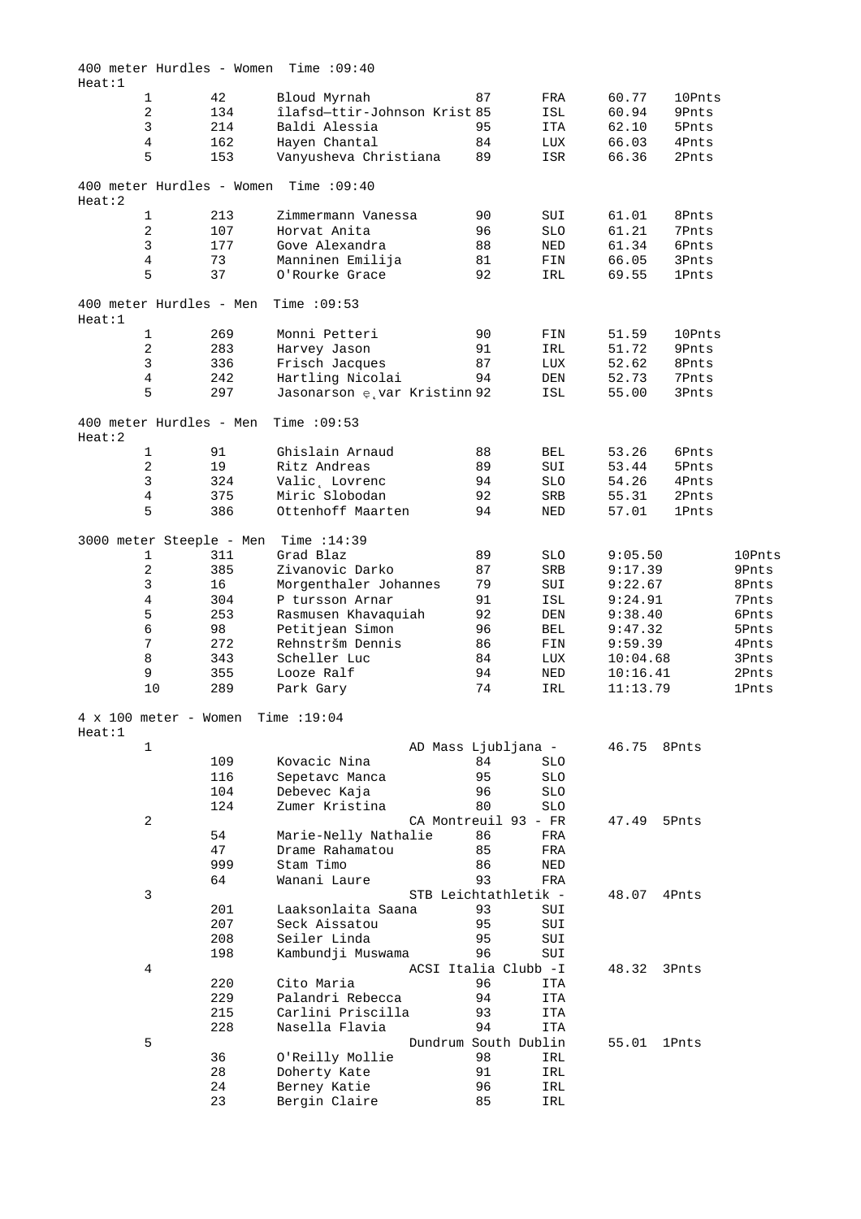400 meter Hurdles - Women Time :09:40

Heat:1

| Place | Bib | Name | Year | Country | Time | Points |
|---|---|---|---|---|---|---|
| 1 | 42 | Bloud Myrnah | 87 | FRA | 60.77 | 10Pnts |
| 2 | 134 | îlafsd—ttir-Johnson Krist | 85 | ISL | 60.94 | 9Pnts |
| 3 | 214 | Baldi Alessia | 95 | ITA | 62.10 | 5Pnts |
| 4 | 162 | Hayen Chantal | 84 | LUX | 66.03 | 4Pnts |
| 5 | 153 | Vanyusheva Christiana | 89 | ISR | 66.36 | 2Pnts |

400 meter Hurdles - Women Time :09:40

Heat:2

| Place | Bib | Name | Year | Country | Time | Points |
|---|---|---|---|---|---|---|
| 1 | 213 | Zimmermann Vanessa | 90 | SUI | 61.01 | 8Pnts |
| 2 | 107 | Horvat Anita | 96 | SLO | 61.21 | 7Pnts |
| 3 | 177 | Gove Alexandra | 88 | NED | 61.34 | 6Pnts |
| 4 | 73 | Manninen Emilija | 81 | FIN | 66.05 | 3Pnts |
| 5 | 37 | O'Rourke Grace | 92 | IRL | 69.55 | 1Pnts |

400 meter Hurdles - Men Time :09:53

Heat:1

| Place | Bib | Name | Year | Country | Time | Points |
|---|---|---|---|---|---|---|
| 1 | 269 | Monni Petteri | 90 | FIN | 51.59 | 10Pnts |
| 2 | 283 | Harvey Jason | 91 | IRL | 51.72 | 9Pnts |
| 3 | 336 | Frisch Jacques | 87 | LUX | 52.62 | 8Pnts |
| 4 | 242 | Hartling Nicolai | 94 | DEN | 52.73 | 7Pnts |
| 5 | 297 | Jasonarson ę¸var Kristinn | 92 | ISL | 55.00 | 3Pnts |

400 meter Hurdles - Men Time :09:53

Heat:2

| Place | Bib | Name | Year | Country | Time | Points |
|---|---|---|---|---|---|---|
| 1 | 91 | Ghislain Arnaud | 88 | BEL | 53.26 | 6Pnts |
| 2 | 19 | Ritz Andreas | 89 | SUI | 53.44 | 5Pnts |
| 3 | 324 | Valic¸ Lovrenc | 94 | SLO | 54.26 | 4Pnts |
| 4 | 375 | Miric Slobodan | 92 | SRB | 55.31 | 2Pnts |
| 5 | 386 | Ottenhoff Maarten | 94 | NED | 57.01 | 1Pnts |

3000 meter Steeple - Men Time :14:39

| Place | Bib | Name | Year | Country | Time | Points |
|---|---|---|---|---|---|---|
| 1 | 311 | Grad Blaz | 89 | SLO | 9:05.50 | 10Pnts |
| 2 | 385 | Zivanovic Darko | 87 | SRB | 9:17.39 | 9Pnts |
| 3 | 16 | Morgenthaler Johannes | 79 | SUI | 9:22.67 | 8Pnts |
| 4 | 304 | P tursson Arnar | 91 | ISL | 9:24.91 | 7Pnts |
| 5 | 253 | Rasmusen Khavaquiah | 92 | DEN | 9:38.40 | 6Pnts |
| 6 | 98 | Petitjean Simon | 96 | BEL | 9:47.32 | 5Pnts |
| 7 | 272 | Rehnstršm Dennis | 86 | FIN | 9:59.39 | 4Pnts |
| 8 | 343 | Scheller Luc | 84 | LUX | 10:04.68 | 3Pnts |
| 9 | 355 | Looze Ralf | 94 | NED | 10:16.41 | 2Pnts |
| 10 | 289 | Park Gary | 74 | IRL | 11:13.79 | 1Pnts |

4 x 100 meter - Women Time :19:04

Heat:1

| Place | Bib | Name | Year | Country | Time | Points |
|---|---|---|---|---|---|---|
| 1 | | AD Mass Ljubljana - | | | 46.75 | 8Pnts |
| | 109 | Kovacic Nina | 84 | SLO | | |
| | 116 | Sepetavc Manca | 95 | SLO | | |
| | 104 | Debevec Kaja | 96 | SLO | | |
| | 124 | Zumer Kristina | 80 | SLO | | |
| 2 | | CA Montreuil 93 - FR | | | 47.49 | 5Pnts |
| | 54 | Marie-Nelly Nathalie | 86 | FRA | | |
| | 47 | Drame Rahamatou | 85 | FRA | | |
| | 999 | Stam Timo | 86 | NED | | |
| | 64 | Wanani Laure | 93 | FRA | | |
| 3 | | STB Leichtathletik - | | | 48.07 | 4Pnts |
| | 201 | Laaksonlaita Saana | 93 | SUI | | |
| | 207 | Seck Aissatou | 95 | SUI | | |
| | 208 | Seiler Linda | 95 | SUI | | |
| | 198 | Kambundji Muswama | 96 | SUI | | |
| 4 | | ACSI Italia Clubb -I | | | 48.32 | 3Pnts |
| | 220 | Cito Maria | 96 | ITA | | |
| | 229 | Palandri Rebecca | 94 | ITA | | |
| | 215 | Carlini Priscilla | 93 | ITA | | |
| | 228 | Nasella Flavia | 94 | ITA | | |
| 5 | | Dundrum South Dublin | | | 55.01 | 1Pnts |
| | 36 | O'Reilly Mollie | 98 | IRL | | |
| | 28 | Doherty Kate | 91 | IRL | | |
| | 24 | Berney Katie | 96 | IRL | | |
| | 23 | Bergin Claire | 85 | IRL | | |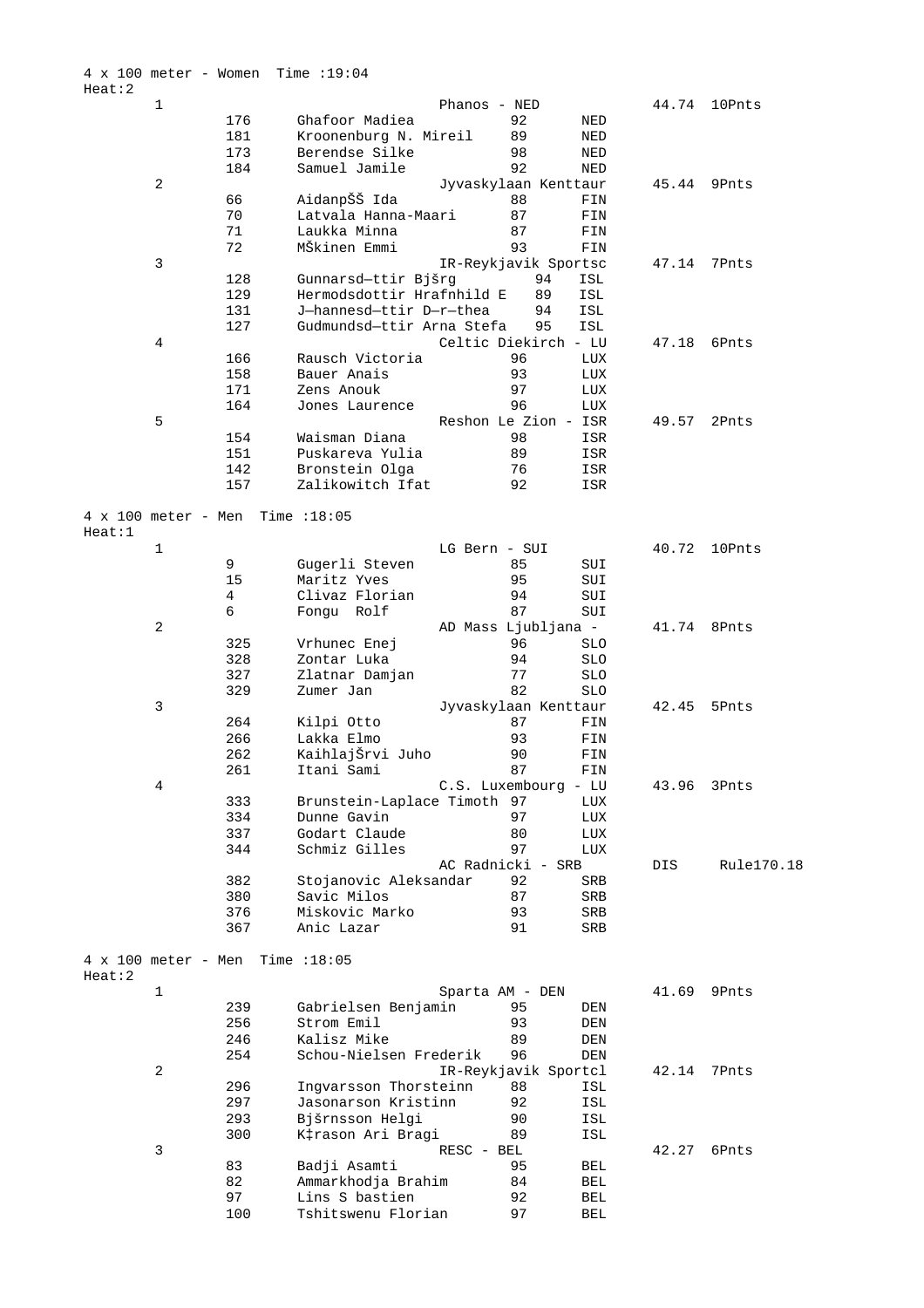4 x 100 meter - Women Time :19:04

Heat:2

| Place | Bib | Name | Year | Nat | Result | Points |
|---|---|---|---|---|---|---|
| 1 | | Phanos - NED | | | 44.74 | 10Pnts |
| | 176 | Ghafoor Madiea | 92 | NED | | |
| | 181 | Kroonenburg N. Mireil | 89 | NED | | |
| | 173 | Berendse Silke | 98 | NED | | |
| | 184 | Samuel Jamile | 92 | NED | | |
| 2 | | Jyvaskylaan Kenttaur | | | 45.44 | 9Pnts |
| | 66 | AidanpŠŠ Ida | 88 | FIN | | |
| | 70 | Latvala Hanna-Maari | 87 | FIN | | |
| | 71 | Laukka Minna | 87 | FIN | | |
| | 72 | MŠkinen Emmi | 93 | FIN | | |
| 3 | | IR-Reykjavik Sportsc | | | 47.14 | 7Pnts |
| | 128 | Gunnarsd—ttir Bjšrg | 94 | ISL | | |
| | 129 | Hermodsdottir Hrafnhild E | 89 | ISL | | |
| | 131 | J—hannesd—ttir D—r—thea | 94 | ISL | | |
| | 127 | Gudmundsd—ttir Arna Stefa | 95 | ISL | | |
| 4 | | Celtic Diekirch - LU | | | 47.18 | 6Pnts |
| | 166 | Rausch Victoria | 96 | LUX | | |
| | 158 | Bauer Anais | 93 | LUX | | |
| | 171 | Zens Anouk | 97 | LUX | | |
| | 164 | Jones Laurence | 96 | LUX | | |
| 5 | | Reshon Le Zion - ISR | | | 49.57 | 2Pnts |
| | 154 | Waisman Diana | 98 | ISR | | |
| | 151 | Puskareva Yulia | 89 | ISR | | |
| | 142 | Bronstein Olga | 76 | ISR | | |
| | 157 | Zalikowitch Ifat | 92 | ISR | | |

4 x 100 meter - Men Time :18:05

Heat:1

| Place | Bib | Name | Year | Nat | Result | Points |
|---|---|---|---|---|---|---|
| 1 | | LG Bern - SUI | | | 40.72 | 10Pnts |
| | 9 | Gugerli Steven | 85 | SUI | | |
| | 15 | Maritz Yves | 95 | SUI | | |
| | 4 | Clivaz Florian | 94 | SUI | | |
| | 6 | Fongu Rolf | 87 | SUI | | |
| 2 | | AD Mass Ljubljana - | | | 41.74 | 8Pnts |
| | 325 | Vrhunec Enej | 96 | SLO | | |
| | 328 | Zontar Luka | 94 | SLO | | |
| | 327 | Zlatnar Damjan | 77 | SLO | | |
| | 329 | Zumer Jan | 82 | SLO | | |
| 3 | | Jyvaskylaan Kenttaur | | | 42.45 | 5Pnts |
| | 264 | Kilpi Otto | 87 | FIN | | |
| | 266 | Lakka Elmo | 93 | FIN | | |
| | 262 | KaihlajŠrvi Juho | 90 | FIN | | |
| | 261 | Itani Sami | 87 | FIN | | |
| 4 | | C.S. Luxembourg - LU | | | 43.96 | 3Pnts |
| | 333 | Brunstein-Laplace Timoth | 97 | LUX | | |
| | 334 | Dunne Gavin | 97 | LUX | | |
| | 337 | Godart Claude | 80 | LUX | | |
| | 344 | Schmiz Gilles | 97 | LUX | | |
| | | AC Radnicki - SRB | | | DIS | Rule170.18 |
| | 382 | Stojanovic Aleksandar | 92 | SRB | | |
| | 380 | Savic Milos | 87 | SRB | | |
| | 376 | Miskovic Marko | 93 | SRB | | |
| | 367 | Anic Lazar | 91 | SRB | | |

4 x 100 meter - Men Time :18:05

Heat:2

| Place | Bib | Name | Year | Nat | Result | Points |
|---|---|---|---|---|---|---|
| 1 | | Sparta AM - DEN | | | 41.69 | 9Pnts |
| | 239 | Gabrielsen Benjamin | 95 | DEN | | |
| | 256 | Strom Emil | 93 | DEN | | |
| | 246 | Kalisz Mike | 89 | DEN | | |
| | 254 | Schou-Nielsen Frederik | 96 | DEN | | |
| 2 | | IR-Reykjavik Sportcl | | | 42.14 | 7Pnts |
| | 296 | Ingvarsson Thorsteinn | 88 | ISL | | |
| | 297 | Jasonarson Kristinn | 92 | ISL | | |
| | 293 | Bjšrnsson Helgi | 90 | ISL | | |
| | 300 | K‡rason Ari Bragi | 89 | ISL | | |
| 3 | | RESC - BEL | | | 42.27 | 6Pnts |
| | 83 | Badji Asamti | 95 | BEL | | |
| | 82 | Ammarkhodja Brahim | 84 | BEL | | |
| | 97 | Lins S bastien | 92 | BEL | | |
| | 100 | Tshitswenu Florian | 97 | BEL | | |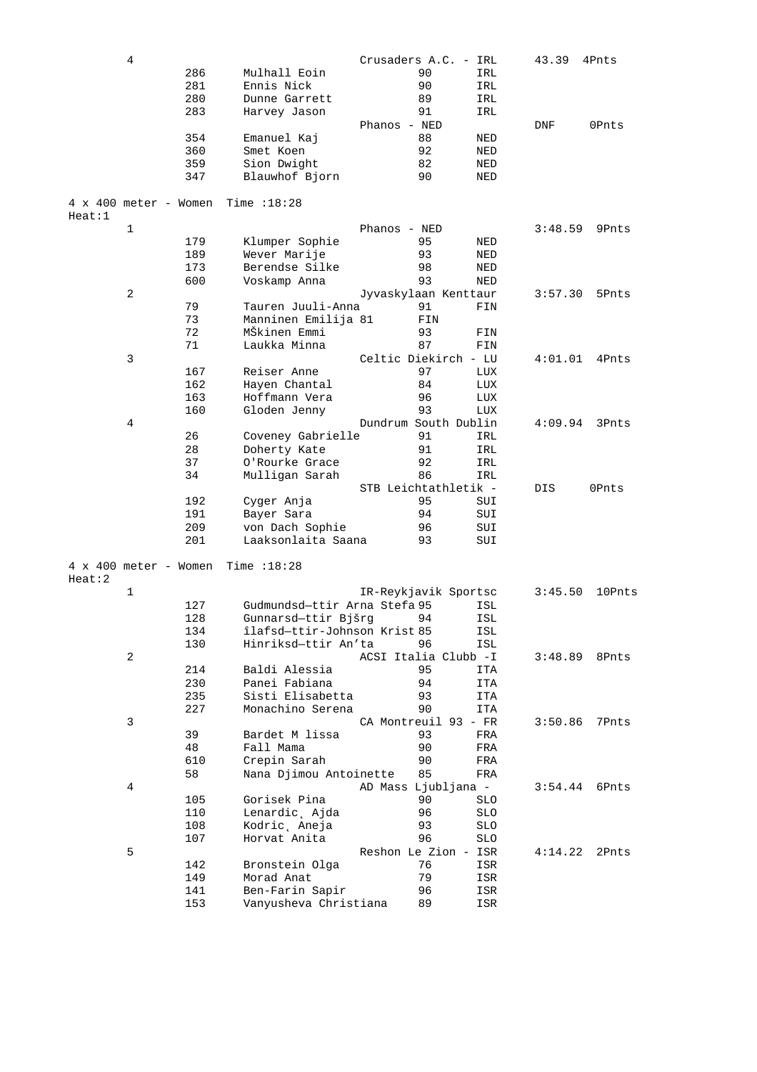| Place | Bib | Name | Team / Year | Nat | Time | Points |
|---|---|---|---|---|---|---|
| 4 | | | Crusaders A.C. - IRL | | 43.39 | 4Pnts |
| | 286 | Mulhall Eoin | 90 | IRL | | |
| | 281 | Ennis Nick | 90 | IRL | | |
| | 280 | Dunne Garrett | 89 | IRL | | |
| | 283 | Harvey Jason | 91 | IRL | | |
| | | | Phanos - NED | | DNF | 0Pnts |
| | 354 | Emanuel Kaj | 88 | NED | | |
| | 360 | Smet Koen | 92 | NED | | |
| | 359 | Sion Dwight | 82 | NED | | |
| | 347 | Blauwhof Bjorn | 90 | NED | | |

4 x 400 meter - Women Time :18:28
Heat:1

| Place | Bib | Name | Team / Year | Nat | Time | Points |
|---|---|---|---|---|---|---|
| 1 | | | Phanos - NED | | 3:48.59 | 9Pnts |
| | 179 | Klumper Sophie | 95 | NED | | |
| | 189 | Wever Marije | 93 | NED | | |
| | 173 | Berendse Silke | 98 | NED | | |
| | 600 | Voskamp Anna | 93 | NED | | |
| 2 | | | Jyvaskylaan Kenttaur | | 3:57.30 | 5Pnts |
| | 79 | Tauren Juuli-Anna | 91 | FIN | | |
| | 73 | Manninen Emilija 81 | FIN | | | |
| | 72 | MŠkinen Emmi | 93 | FIN | | |
| | 71 | Laukka Minna | 87 | FIN | | |
| 3 | | | Celtic Diekirch - LU | | 4:01.01 | 4Pnts |
| | 167 | Reiser Anne | 97 | LUX | | |
| | 162 | Hayen Chantal | 84 | LUX | | |
| | 163 | Hoffmann Vera | 96 | LUX | | |
| | 160 | Gloden Jenny | 93 | LUX | | |
| 4 | | | Dundrum South Dublin | | 4:09.94 | 3Pnts |
| | 26 | Coveney Gabrielle | 91 | IRL | | |
| | 28 | Doherty Kate | 91 | IRL | | |
| | 37 | O'Rourke Grace | 92 | IRL | | |
| | 34 | Mulligan Sarah | 86 | IRL | | |
| | | | STB Leichtathletik - | | DIS | 0Pnts |
| | 192 | Cyger Anja | 95 | SUI | | |
| | 191 | Bayer Sara | 94 | SUI | | |
| | 209 | von Dach Sophie | 96 | SUI | | |
| | 201 | Laaksonlaita Saana | 93 | SUI | | |

4 x 400 meter - Women Time :18:28
Heat:2

| Place | Bib | Name | Team / Year | Nat | Time | Points |
|---|---|---|---|---|---|---|
| 1 | | | IR-Reykjavik Sportsc | | 3:45.50 | 10Pnts |
| | 127 | Gudmundsd—ttir Arna Stefa | 95 | ISL | | |
| | 128 | Gunnarsd—ttir Bjšrg | 94 | ISL | | |
| | 134 | îlafsd—ttir-Johnson Krist | 85 | ISL | | |
| | 130 | Hinriksd—ttir An'ta | 96 | ISL | | |
| 2 | | | ACSI Italia Clubb -I | | 3:48.89 | 8Pnts |
| | 214 | Baldi Alessia | 95 | ITA | | |
| | 230 | Panei Fabiana | 94 | ITA | | |
| | 235 | Sisti Elisabetta | 93 | ITA | | |
| | 227 | Monachino Serena | 90 | ITA | | |
| 3 | | | CA Montreuil 93 - FR | | 3:50.86 | 7Pnts |
| | 39 | Bardet M lissa | 93 | FRA | | |
| | 48 | Fall Mama | 90 | FRA | | |
| | 610 | Crepin Sarah | 90 | FRA | | |
| | 58 | Nana Djimou Antoinette | 85 | FRA | | |
| 4 | | | AD Mass Ljubljana - | | 3:54.44 | 6Pnts |
| | 105 | Gorisek Pina | 90 | SLO | | |
| | 110 | Lenardic˛ Ajda | 96 | SLO | | |
| | 108 | Kodric˛ Aneja | 93 | SLO | | |
| | 107 | Horvat Anita | 96 | SLO | | |
| 5 | | | Reshon Le Zion - ISR | | 4:14.22 | 2Pnts |
| | 142 | Bronstein Olga | 76 | ISR | | |
| | 149 | Morad Anat | 79 | ISR | | |
| | 141 | Ben-Farin Sapir | 96 | ISR | | |
| | 153 | Vanyusheva Christiana | 89 | ISR | | |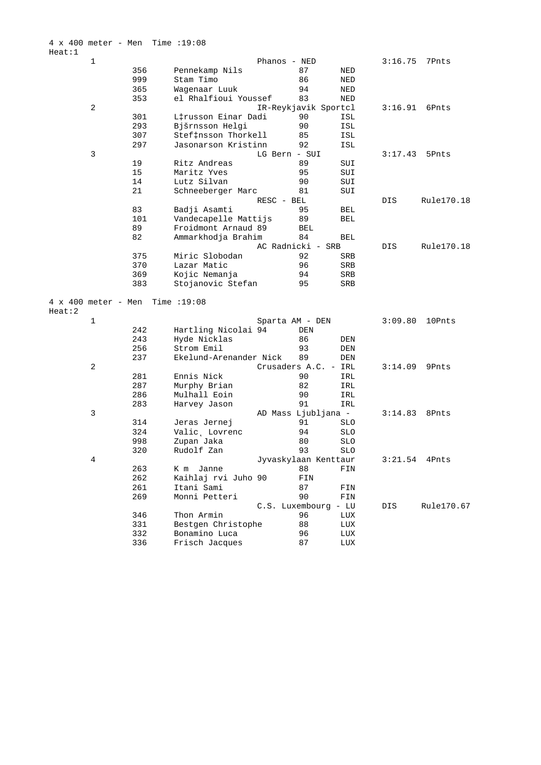4 x 400 meter - Men Time :19:08

Heat:1

| Place | Bib | Name | Year | Nat | Time | Points |
|---|---|---|---|---|---|---|
| 1 | | Phanos - NED | | | 3:16.75 | 7Pnts |
| | 356 | Pennekamp Nils | 87 | NED | | |
| | 999 | Stam Timo | 86 | NED | | |
| | 365 | Wagenaar Luuk | 94 | NED | | |
| | 353 | el Rhalfioui Youssef | 83 | NED | | |
| 2 | | IR-Reykjavik Sportcl | | | 3:16.91 | 6Pnts |
| | 301 | L‡russon Einar Dadi | 90 | ISL | | |
| | 293 | Bjšrnsson Helgi | 90 | ISL | | |
| | 307 | Stef‡nsson Thorkell | 85 | ISL | | |
| | 297 | Jasonarson Kristinn | 92 | ISL | | |
| 3 | | LG Bern - SUI | | | 3:17.43 | 5Pnts |
| | 19 | Ritz Andreas | 89 | SUI | | |
| | 15 | Maritz Yves | 95 | SUI | | |
| | 14 | Lutz Silvan | 90 | SUI | | |
| | 21 | Schneeberger Marc | 81 | SUI | | |
| | | RESC - BEL | | | DIS | Rule170.18 |
| | 83 | Badji Asamti | 95 | BEL | | |
| | 101 | Vandecapelle Mattijs | 89 | BEL | | |
| | 89 | Froidmont Arnaud 89 | BEL | | | |
| | 82 | Ammarkhodja Brahim | 84 | BEL | | |
| | | AC Radnicki - SRB | | | DIS | Rule170.18 |
| | 375 | Miric Slobodan | 92 | SRB | | |
| | 370 | Lazar Matic | 96 | SRB | | |
| | 369 | Kojic Nemanja | 94 | SRB | | |
| | 383 | Stojanovic Stefan | 95 | SRB | | |

4 x 400 meter - Men Time :19:08

Heat:2

| Place | Bib | Name | Year | Nat | Time | Points |
|---|---|---|---|---|---|---|
| 1 | | Sparta AM - DEN | | | 3:09.80 | 10Pnts |
| | 242 | Hartling Nicolai 94 | DEN | | | |
| | 243 | Hyde Nicklas | 86 | DEN | | |
| | 256 | Strom Emil | 93 | DEN | | |
| | 237 | Ekelund-Arenander Nick | 89 | DEN | | |
| 2 | | Crusaders A.C. - IRL | | | 3:14.09 | 9Pnts |
| | 281 | Ennis Nick | 90 | IRL | | |
| | 287 | Murphy Brian | 82 | IRL | | |
| | 286 | Mulhall Eoin | 90 | IRL | | |
| | 283 | Harvey Jason | 91 | IRL | | |
| 3 | | AD Mass Ljubljana - | | | 3:14.83 | 8Pnts |
| | 314 | Jeras Jernej | 91 | SLO | | |
| | 324 | Valic¸ Lovrenc | 94 | SLO | | |
| | 998 | Zupan Jaka | 80 | SLO | | |
| | 320 | Rudolf Zan | 93 | SLO | | |
| 4 | | Jyvaskylaan Kenttaur | | | 3:21.54 | 4Pnts |
| | 263 | K m Janne | 88 | FIN | | |
| | 262 | Kaihlaj rvi Juho 90 | FIN | | | |
| | 261 | Itani Sami | 87 | FIN | | |
| | 269 | Monni Petteri | 90 | FIN | | |
| | | C.S. Luxembourg - LU | | | DIS | Rule170.67 |
| | 346 | Thon Armin | 96 | LUX | | |
| | 331 | Bestgen Christophe | 88 | LUX | | |
| | 332 | Bonamino Luca | 96 | LUX | | |
| | 336 | Frisch Jacques | 87 | LUX | | |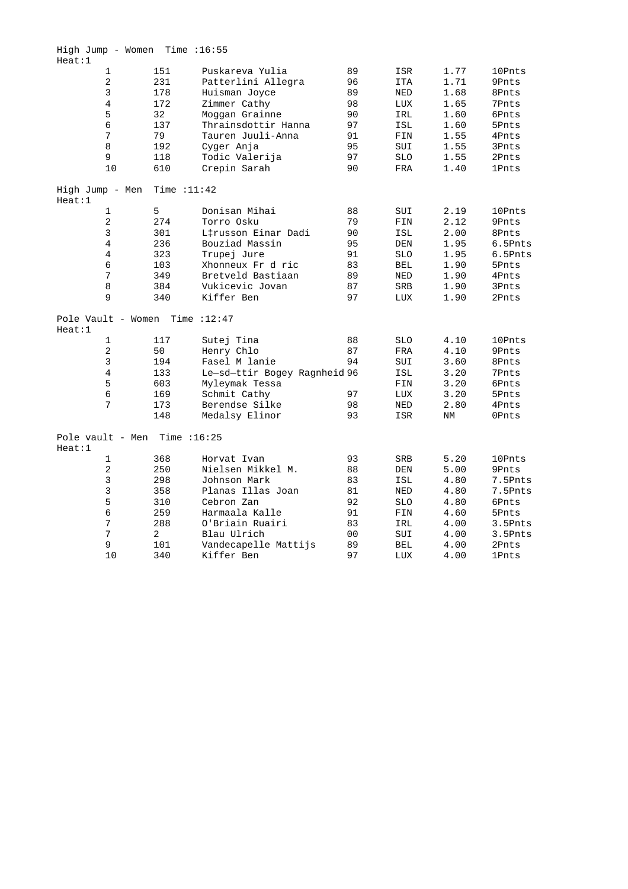High Jump - Women  Time :16:55

Heat:1

| | | | | | | |
|---|---|---|---|---|---|---|
| 1 | 151 | Puskareva Yulia | 89 | ISR | 1.77 | 10Pnts |
| 2 | 231 | Patterlini Allegra | 96 | ITA | 1.71 | 9Pnts |
| 3 | 178 | Huisman Joyce | 89 | NED | 1.68 | 8Pnts |
| 4 | 172 | Zimmer Cathy | 98 | LUX | 1.65 | 7Pnts |
| 5 | 32 | Moggan Grainne | 90 | IRL | 1.60 | 6Pnts |
| 6 | 137 | Thrainsdottir Hanna | 97 | ISL | 1.60 | 5Pnts |
| 7 | 79 | Tauren Juuli-Anna | 91 | FIN | 1.55 | 4Pnts |
| 8 | 192 | Cyger Anja | 95 | SUI | 1.55 | 3Pnts |
| 9 | 118 | Todic Valerija | 97 | SLO | 1.55 | 2Pnts |
| 10 | 610 | Crepin Sarah | 90 | FRA | 1.40 | 1Pnts |

High Jump - Men  Time :11:42

Heat:1

| | | | | | | |
|---|---|---|---|---|---|---|
| 1 | 5 | Donisan Mihai | 88 | SUI | 2.19 | 10Pnts |
| 2 | 274 | Torro Osku | 79 | FIN | 2.12 | 9Pnts |
| 3 | 301 | L‡russon Einar Dadi | 90 | ISL | 2.00 | 8Pnts |
| 4 | 236 | Bouziad Massin | 95 | DEN | 1.95 | 6.5Pnts |
| 4 | 323 | Trupej Jure | 91 | SLO | 1.95 | 6.5Pnts |
| 6 | 103 | Xhonneux Fr d ric | 83 | BEL | 1.90 | 5Pnts |
| 7 | 349 | Bretveld Bastiaan | 89 | NED | 1.90 | 4Pnts |
| 8 | 384 | Vukicevic Jovan | 87 | SRB | 1.90 | 3Pnts |
| 9 | 340 | Kiffer Ben | 97 | LUX | 1.90 | 2Pnts |

Pole Vault - Women  Time :12:47

Heat:1

| | | | | | | |
|---|---|---|---|---|---|---|
| 1 | 117 | Sutej Tina | 88 | SLO | 4.10 | 10Pnts |
| 2 | 50 | Henry Chlo | 87 | FRA | 4.10 | 9Pnts |
| 3 | 194 | Fasel M lanie | 94 | SUI | 3.60 | 8Pnts |
| 4 | 133 | Le—sd—ttir Bogey Ragnheid | 96 | ISL | 3.20 | 7Pnts |
| 5 | 603 | Myleymak Tessa | | FIN | 3.20 | 6Pnts |
| 6 | 169 | Schmit Cathy | 97 | LUX | 3.20 | 5Pnts |
| 7 | 173 | Berendse Silke | 98 | NED | 2.80 | 4Pnts |
| | 148 | Medalsy Elinor | 93 | ISR | NM | 0Pnts |

Pole vault - Men  Time :16:25

Heat:1

| | | | | | | |
|---|---|---|---|---|---|---|
| 1 | 368 | Horvat Ivan | 93 | SRB | 5.20 | 10Pnts |
| 2 | 250 | Nielsen Mikkel M. | 88 | DEN | 5.00 | 9Pnts |
| 3 | 298 | Johnson Mark | 83 | ISL | 4.80 | 7.5Pnts |
| 3 | 358 | Planas Illas Joan | 81 | NED | 4.80 | 7.5Pnts |
| 5 | 310 | Cebron Zan | 92 | SLO | 4.80 | 6Pnts |
| 6 | 259 | Harmaala Kalle | 91 | FIN | 4.60 | 5Pnts |
| 7 | 288 | O'Briain Ruairi | 83 | IRL | 4.00 | 3.5Pnts |
| 7 | 2 | Blau Ulrich | 00 | SUI | 4.00 | 3.5Pnts |
| 9 | 101 | Vandecapelle Mattijs | 89 | BEL | 4.00 | 2Pnts |
| 10 | 340 | Kiffer Ben | 97 | LUX | 4.00 | 1Pnts |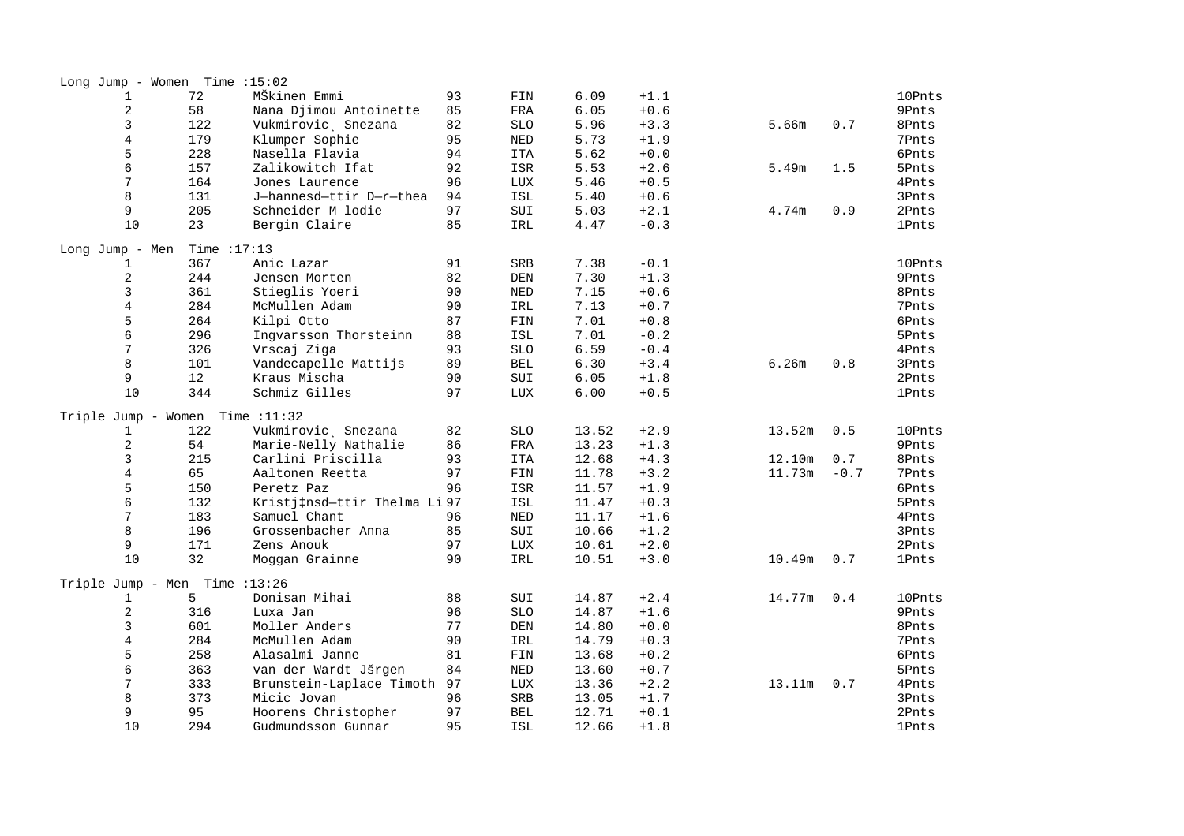Long Jump - Women Time :15:02

| | | | | | | | | | |
|---|---|---|---|---|---|---|---|---|---|
| 1 | 72 | MŠkinen Emmi | 93 | FIN | 6.09 | +1.1 | | | 10Pnts |
| 2 | 58 | Nana Djimou Antoinette | 85 | FRA | 6.05 | +0.6 | | | 9Pnts |
| 3 | 122 | Vukmirovic¸ Snezana | 82 | SLO | 5.96 | +3.3 | 5.66m | 0.7 | 8Pnts |
| 4 | 179 | Klumper Sophie | 95 | NED | 5.73 | +1.9 | | | 7Pnts |
| 5 | 228 | Nasella Flavia | 94 | ITA | 5.62 | +0.0 | | | 6Pnts |
| 6 | 157 | Zalikowitch Ifat | 92 | ISR | 5.53 | +2.6 | 5.49m | 1.5 | 5Pnts |
| 7 | 164 | Jones Laurence | 96 | LUX | 5.46 | +0.5 | | | 4Pnts |
| 8 | 131 | J—hannesd—ttir D—r—thea | 94 | ISL | 5.40 | +0.6 | | | 3Pnts |
| 9 | 205 | Schneider M lodie | 97 | SUI | 5.03 | +2.1 | 4.74m | 0.9 | 2Pnts |
| 10 | 23 | Bergin Claire | 85 | IRL | 4.47 | -0.3 | | | 1Pnts |

Long Jump - Men Time :17:13

| | | | | | | | | | |
|---|---|---|---|---|---|---|---|---|---|
| 1 | 367 | Anic Lazar | 91 | SRB | 7.38 | -0.1 | | | 10Pnts |
| 2 | 244 | Jensen Morten | 82 | DEN | 7.30 | +1.3 | | | 9Pnts |
| 3 | 361 | Stieglis Yoeri | 90 | NED | 7.15 | +0.6 | | | 8Pnts |
| 4 | 284 | McMullen Adam | 90 | IRL | 7.13 | +0.7 | | | 7Pnts |
| 5 | 264 | Kilpi Otto | 87 | FIN | 7.01 | +0.8 | | | 6Pnts |
| 6 | 296 | Ingvarsson Thorsteinn | 88 | ISL | 7.01 | -0.2 | | | 5Pnts |
| 7 | 326 | Vrscaj Ziga | 93 | SLO | 6.59 | -0.4 | | | 4Pnts |
| 8 | 101 | Vandecapelle Mattijs | 89 | BEL | 6.30 | +3.4 | 6.26m | 0.8 | 3Pnts |
| 9 | 12 | Kraus Mischa | 90 | SUI | 6.05 | +1.8 | | | 2Pnts |
| 10 | 344 | Schmiz Gilles | 97 | LUX | 6.00 | +0.5 | | | 1Pnts |

Triple Jump - Women Time :11:32

| | | | | | | | | | |
|---|---|---|---|---|---|---|---|---|---|
| 1 | 122 | Vukmirovic¸ Snezana | 82 | SLO | 13.52 | +2.9 | 13.52m | 0.5 | 10Pnts |
| 2 | 54 | Marie-Nelly Nathalie | 86 | FRA | 13.23 | +1.3 | | | 9Pnts |
| 3 | 215 | Carlini Priscilla | 93 | ITA | 12.68 | +4.3 | 12.10m | 0.7 | 8Pnts |
| 4 | 65 | Aaltonen Reetta | 97 | FIN | 11.78 | +3.2 | 11.73m | -0.7 | 7Pnts |
| 5 | 150 | Peretz Paz | 96 | ISR | 11.57 | +1.9 | | | 6Pnts |
| 6 | 132 | Kristj‡nsd—ttir Thelma Li | 97 | ISL | 11.47 | +0.3 | | | 5Pnts |
| 7 | 183 | Samuel Chant | 96 | NED | 11.17 | +1.6 | | | 4Pnts |
| 8 | 196 | Grossenbacher Anna | 85 | SUI | 10.66 | +1.2 | | | 3Pnts |
| 9 | 171 | Zens Anouk | 97 | LUX | 10.61 | +2.0 | | | 2Pnts |
| 10 | 32 | Moggan Grainne | 90 | IRL | 10.51 | +3.0 | 10.49m | 0.7 | 1Pnts |

Triple Jump - Men Time :13:26

| | | | | | | | | | |
|---|---|---|---|---|---|---|---|---|---|
| 1 | 5 | Donisan Mihai | 88 | SUI | 14.87 | +2.4 | 14.77m | 0.4 | 10Pnts |
| 2 | 316 | Luxa Jan | 96 | SLO | 14.87 | +1.6 | | | 9Pnts |
| 3 | 601 | Moller Anders | 77 | DEN | 14.80 | +0.0 | | | 8Pnts |
| 4 | 284 | McMullen Adam | 90 | IRL | 14.79 | +0.3 | | | 7Pnts |
| 5 | 258 | Alasalmi Janne | 81 | FIN | 13.68 | +0.2 | | | 6Pnts |
| 6 | 363 | van der Wardt Jšrgen | 84 | NED | 13.60 | +0.7 | | | 5Pnts |
| 7 | 333 | Brunstein-Laplace Timoth | 97 | LUX | 13.36 | +2.2 | 13.11m | 0.7 | 4Pnts |
| 8 | 373 | Micic Jovan | 96 | SRB | 13.05 | +1.7 | | | 3Pnts |
| 9 | 95 | Hoorens Christopher | 97 | BEL | 12.71 | +0.1 | | | 2Pnts |
| 10 | 294 | Gudmundsson Gunnar | 95 | ISL | 12.66 | +1.8 | | | 1Pnts |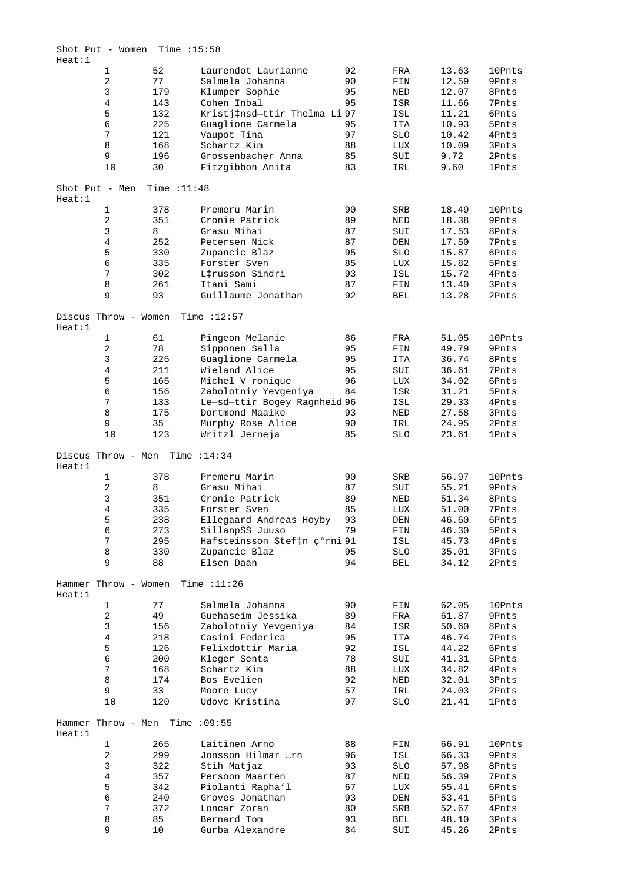## Shot Put - Women Time :15:58

Heat:1

| Place | Bib | Name | YOB | Nat | Result | Points |
|---|---|---|---|---|---|---|
| 1 | 52 | Laurendot Laurianne | 92 | FRA | 13.63 | 10Pnts |
| 2 | 77 | Salmela Johanna | 90 | FIN | 12.59 | 9Pnts |
| 3 | 179 | Klumper Sophie | 95 | NED | 12.07 | 8Pnts |
| 4 | 143 | Cohen Inbal | 95 | ISR | 11.66 | 7Pnts |
| 5 | 132 | Kristj‡nsd—ttir Thelma Li | 97 | ISL | 11.21 | 6Pnts |
| 6 | 225 | Guaglione Carmela | 95 | ITA | 10.93 | 5Pnts |
| 7 | 121 | Vaupot Tina | 97 | SLO | 10.42 | 4Pnts |
| 8 | 168 | Schartz Kim | 88 | LUX | 10.09 | 3Pnts |
| 9 | 196 | Grossenbacher Anna | 85 | SUI | 9.72 | 2Pnts |
| 10 | 30 | Fitzgibbon Anita | 83 | IRL | 9.60 | 1Pnts |

## Shot Put - Men Time :11:48

Heat:1

| Place | Bib | Name | YOB | Nat | Result | Points |
|---|---|---|---|---|---|---|
| 1 | 378 | Premeru Marin | 90 | SRB | 18.49 | 10Pnts |
| 2 | 351 | Cronie Patrick | 89 | NED | 18.38 | 9Pnts |
| 3 | 8 | Grasu Mihai | 87 | SUI | 17.53 | 8Pnts |
| 4 | 252 | Petersen Nick | 87 | DEN | 17.50 | 7Pnts |
| 5 | 330 | Zupancic Blaz | 95 | SLO | 15.87 | 6Pnts |
| 6 | 335 | Forster Sven | 85 | LUX | 15.82 | 5Pnts |
| 7 | 302 | L‡russon Sindri | 93 | ISL | 15.72 | 4Pnts |
| 8 | 261 | Itani Sami | 87 | FIN | 13.40 | 3Pnts |
| 9 | 93 | Guillaume Jonathan | 92 | BEL | 13.28 | 2Pnts |

## Discus Throw - Women Time :12:57

Heat:1

| Place | Bib | Name | YOB | Nat | Result | Points |
|---|---|---|---|---|---|---|
| 1 | 61 | Pingeon Melanie | 86 | FRA | 51.05 | 10Pnts |
| 2 | 78 | Sipponen Salla | 95 | FIN | 49.79 | 9Pnts |
| 3 | 225 | Guaglione Carmela | 95 | ITA | 36.74 | 8Pnts |
| 4 | 211 | Wieland Alice | 95 | SUI | 36.61 | 7Pnts |
| 5 | 165 | Michel V ronique | 96 | LUX | 34.02 | 6Pnts |
| 6 | 156 | Zabolotniy Yevgeniya | 84 | ISR | 31.21 | 5Pnts |
| 7 | 133 | Le—sd—ttir Bogey Ragnheid | 96 | ISL | 29.33 | 4Pnts |
| 8 | 175 | Dortmond Maaike | 93 | NED | 27.58 | 3Pnts |
| 9 | 35 | Murphy Rose Alice | 90 | IRL | 24.95 | 2Pnts |
| 10 | 123 | Writzl Jerneja | 85 | SLO | 23.61 | 1Pnts |

## Discus Throw - Men Time :14:34

Heat:1

| Place | Bib | Name | YOB | Nat | Result | Points |
|---|---|---|---|---|---|---|
| 1 | 378 | Premeru Marin | 90 | SRB | 56.97 | 10Pnts |
| 2 | 8 | Grasu Mihai | 87 | SUI | 55.21 | 9Pnts |
| 3 | 351 | Cronie Patrick | 89 | NED | 51.34 | 8Pnts |
| 4 | 335 | Forster Sven | 85 | LUX | 51.00 | 7Pnts |
| 5 | 238 | Ellegaard Andreas Hoyby | 93 | DEN | 46.60 | 6Pnts |
| 6 | 273 | SillanpŠŠ Juuso | 79 | FIN | 46.30 | 5Pnts |
| 7 | 295 | Hafsteinsson Stef‡n ç°rni | 91 | ISL | 45.73 | 4Pnts |
| 8 | 330 | Zupancic Blaz | 95 | SLO | 35.01 | 3Pnts |
| 9 | 88 | Elsen Daan | 94 | BEL | 34.12 | 2Pnts |

## Hammer Throw - Women Time :11:26

Heat:1

| Place | Bib | Name | YOB | Nat | Result | Points |
|---|---|---|---|---|---|---|
| 1 | 77 | Salmela Johanna | 90 | FIN | 62.05 | 10Pnts |
| 2 | 49 | Guehaseim Jessika | 89 | FRA | 61.87 | 9Pnts |
| 3 | 156 | Zabolotniy Yevgeniya | 84 | ISR | 50.60 | 8Pnts |
| 4 | 218 | Casini Federica | 95 | ITA | 46.74 | 7Pnts |
| 5 | 126 | Felixdottir Maria | 92 | ISL | 44.22 | 6Pnts |
| 6 | 200 | Kleger Senta | 78 | SUI | 41.31 | 5Pnts |
| 7 | 168 | Schartz Kim | 88 | LUX | 34.82 | 4Pnts |
| 8 | 174 | Bos Evelien | 92 | NED | 32.01 | 3Pnts |
| 9 | 33 | Moore Lucy | 57 | IRL | 24.03 | 2Pnts |
| 10 | 120 | Udovc Kristina | 97 | SLO | 21.41 | 1Pnts |

## Hammer Throw - Men Time :09:55

Heat:1

| Place | Bib | Name | YOB | Nat | Result | Points |
|---|---|---|---|---|---|---|
| 1 | 265 | Laitinen Arno | 88 | FIN | 66.91 | 10Pnts |
| 2 | 299 | Jonsson Hilmar …rn | 96 | ISL | 66.33 | 9Pnts |
| 3 | 322 | Stih Matjaz | 93 | SLO | 57.98 | 8Pnts |
| 4 | 357 | Persoon Maarten | 87 | NED | 56.39 | 7Pnts |
| 5 | 342 | Piolanti Rapha'l | 67 | LUX | 55.41 | 6Pnts |
| 6 | 240 | Groves Jonathan | 93 | DEN | 53.41 | 5Pnts |
| 7 | 372 | Loncar Zoran | 80 | SRB | 52.67 | 4Pnts |
| 8 | 85 | Bernard Tom | 93 | BEL | 48.10 | 3Pnts |
| 9 | 10 | Gurba Alexandre | 84 | SUI | 45.26 | 2Pnts |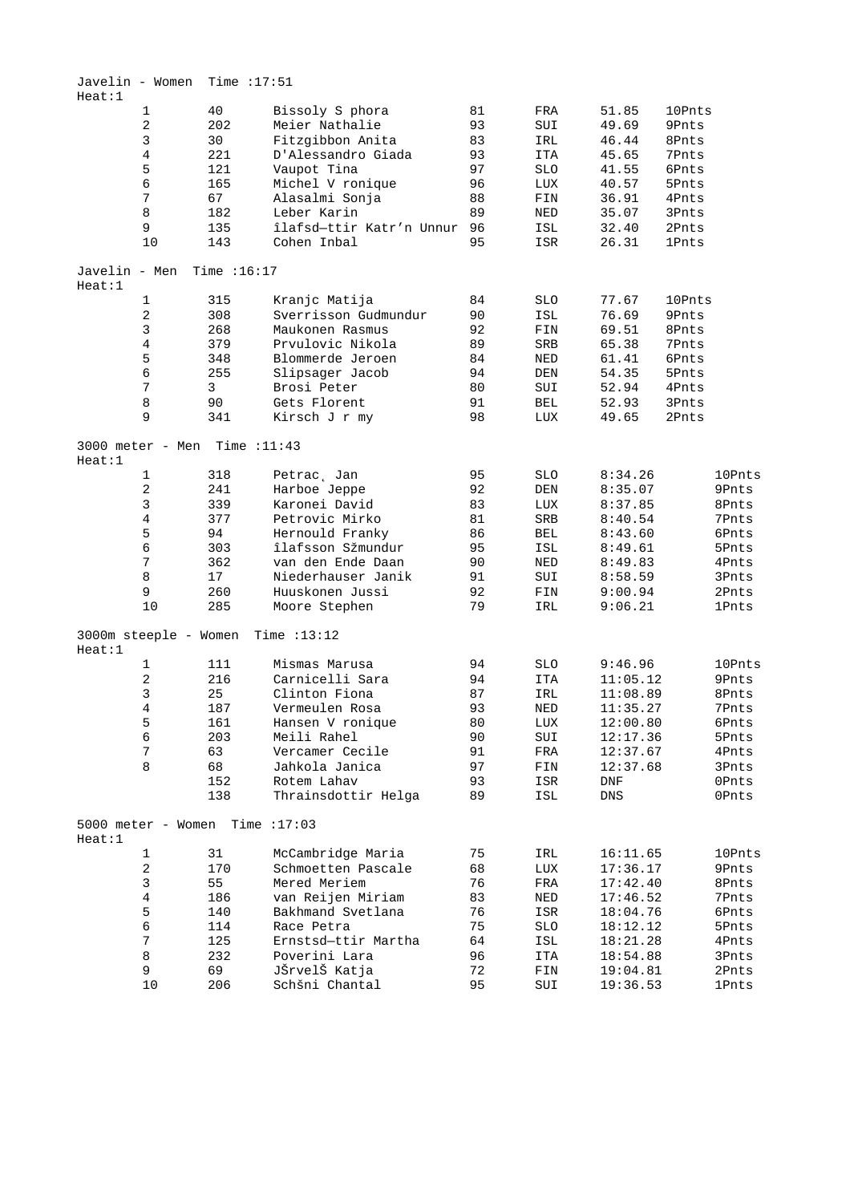Javelin - Women  Time :17:51

Heat:1

| | | | | | | |
|---|---|---|---|---|---|---|
| 1 | 40 | Bissoly S phora | 81 | FRA | 51.85 | 10Pnts |
| 2 | 202 | Meier Nathalie | 93 | SUI | 49.69 | 9Pnts |
| 3 | 30 | Fitzgibbon Anita | 83 | IRL | 46.44 | 8Pnts |
| 4 | 221 | D'Alessandro Giada | 93 | ITA | 45.65 | 7Pnts |
| 5 | 121 | Vaupot Tina | 97 | SLO | 41.55 | 6Pnts |
| 6 | 165 | Michel V ronique | 96 | LUX | 40.57 | 5Pnts |
| 7 | 67 | Alasalmi Sonja | 88 | FIN | 36.91 | 4Pnts |
| 8 | 182 | Leber Karin | 89 | NED | 35.07 | 3Pnts |
| 9 | 135 | îlafsd—ttir Katr’n Unnur | 96 | ISL | 32.40 | 2Pnts |
| 10 | 143 | Cohen Inbal | 95 | ISR | 26.31 | 1Pnts |

Javelin - Men  Time :16:17

Heat:1

| | | | | | | |
|---|---|---|---|---|---|---|
| 1 | 315 | Kranjc Matija | 84 | SLO | 77.67 | 10Pnts |
| 2 | 308 | Sverrisson Gudmundur | 90 | ISL | 76.69 | 9Pnts |
| 3 | 268 | Maukonen Rasmus | 92 | FIN | 69.51 | 8Pnts |
| 4 | 379 | Prvulovic Nikola | 89 | SRB | 65.38 | 7Pnts |
| 5 | 348 | Blommerde Jeroen | 84 | NED | 61.41 | 6Pnts |
| 6 | 255 | Slipsager Jacob | 94 | DEN | 54.35 | 5Pnts |
| 7 | 3 | Brosi Peter | 80 | SUI | 52.94 | 4Pnts |
| 8 | 90 | Gets Florent | 91 | BEL | 52.93 | 3Pnts |
| 9 | 341 | Kirsch J r my | 98 | LUX | 49.65 | 2Pnts |

3000 meter - Men  Time :11:43

Heat:1

| | | | | | | |
|---|---|---|---|---|---|---|
| 1 | 318 | Petrac¸ Jan | 95 | SLO | 8:34.26 | 10Pnts |
| 2 | 241 | Harboe Jeppe | 92 | DEN | 8:35.07 | 9Pnts |
| 3 | 339 | Karonei David | 83 | LUX | 8:37.85 | 8Pnts |
| 4 | 377 | Petrovic Mirko | 81 | SRB | 8:40.54 | 7Pnts |
| 5 | 94 | Hernould Franky | 86 | BEL | 8:43.60 | 6Pnts |
| 6 | 303 | îlafsson Sžmundur | 95 | ISL | 8:49.61 | 5Pnts |
| 7 | 362 | van den Ende Daan | 90 | NED | 8:49.83 | 4Pnts |
| 8 | 17 | Niederhauser Janik | 91 | SUI | 8:58.59 | 3Pnts |
| 9 | 260 | Huuskonen Jussi | 92 | FIN | 9:00.94 | 2Pnts |
| 10 | 285 | Moore Stephen | 79 | IRL | 9:06.21 | 1Pnts |

3000m steeple - Women  Time :13:12

Heat:1

| | | | | | | |
|---|---|---|---|---|---|---|
| 1 | 111 | Mismas Marusa | 94 | SLO | 9:46.96 | 10Pnts |
| 2 | 216 | Carnicelli Sara | 94 | ITA | 11:05.12 | 9Pnts |
| 3 | 25 | Clinton Fiona | 87 | IRL | 11:08.89 | 8Pnts |
| 4 | 187 | Vermeulen Rosa | 93 | NED | 11:35.27 | 7Pnts |
| 5 | 161 | Hansen V ronique | 80 | LUX | 12:00.80 | 6Pnts |
| 6 | 203 | Meili Rahel | 90 | SUI | 12:17.36 | 5Pnts |
| 7 | 63 | Vercamer Cecile | 91 | FRA | 12:37.67 | 4Pnts |
| 8 | 68 | Jahkola Janica | 97 | FIN | 12:37.68 | 3Pnts |
| | 152 | Rotem Lahav | 93 | ISR | DNF | 0Pnts |
| | 138 | Thrainsdottir Helga | 89 | ISL | DNS | 0Pnts |

5000 meter - Women  Time :17:03

Heat:1

| | | | | | | |
|---|---|---|---|---|---|---|
| 1 | 31 | McCambridge Maria | 75 | IRL | 16:11.65 | 10Pnts |
| 2 | 170 | Schmoetten Pascale | 68 | LUX | 17:36.17 | 9Pnts |
| 3 | 55 | Mered Meriem | 76 | FRA | 17:42.40 | 8Pnts |
| 4 | 186 | van Reijen Miriam | 83 | NED | 17:46.52 | 7Pnts |
| 5 | 140 | Bakhmand Svetlana | 76 | ISR | 18:04.76 | 6Pnts |
| 6 | 114 | Race Petra | 75 | SLO | 18:12.12 | 5Pnts |
| 7 | 125 | Ernstsd—ttir Martha | 64 | ISL | 18:21.28 | 4Pnts |
| 8 | 232 | Poverini Lara | 96 | ITA | 18:54.88 | 3Pnts |
| 9 | 69 | JŠrvelŠ Katja | 72 | FIN | 19:04.81 | 2Pnts |
| 10 | 206 | Schšni Chantal | 95 | SUI | 19:36.53 | 1Pnts |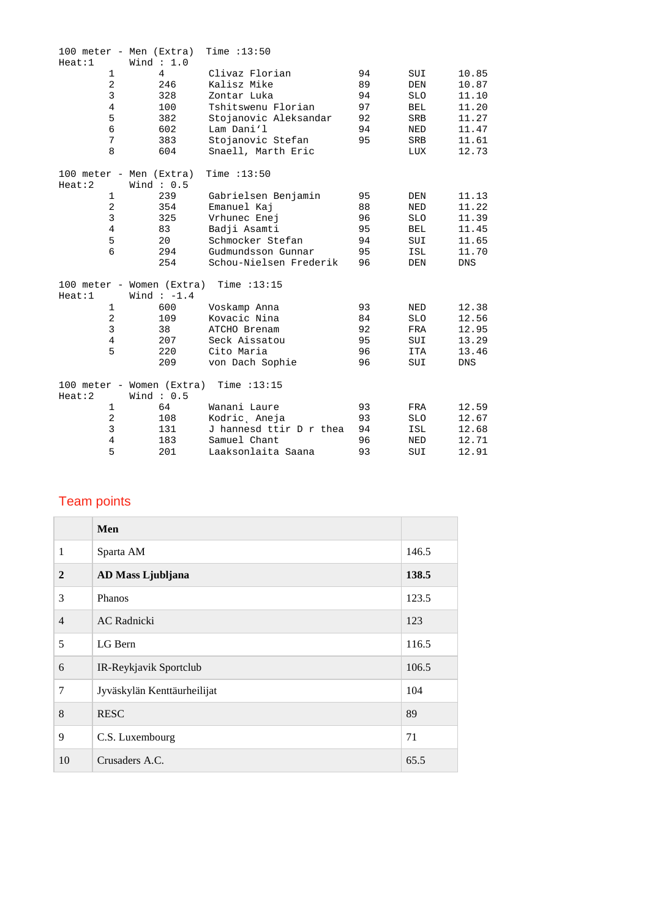100 meter - Men (Extra) Time :13:50
Heat:1 Wind : 1.0

| | | | | | |
|---|---|---|---|---|---|
| 1 | 4 | Clivaz Florian | 94 | SUI | 10.85 |
| 2 | 246 | Kalisz Mike | 89 | DEN | 10.87 |
| 3 | 328 | Zontar Luka | 94 | SLO | 11.10 |
| 4 | 100 | Tshitswenu Florian | 97 | BEL | 11.20 |
| 5 | 382 | Stojanovic Aleksandar | 92 | SRB | 11.27 |
| 6 | 602 | Lam Dani'l | 94 | NED | 11.47 |
| 7 | 383 | Stojanovic Stefan | 95 | SRB | 11.61 |
| 8 | 604 | Snaell, Marth Eric | | LUX | 12.73 |

100 meter - Men (Extra) Time :13:50
Heat:2 Wind : 0.5

| | | | | | |
|---|---|---|---|---|---|
| 1 | 239 | Gabrielsen Benjamin | 95 | DEN | 11.13 |
| 2 | 354 | Emanuel Kaj | 88 | NED | 11.22 |
| 3 | 325 | Vrhunec Enej | 96 | SLO | 11.39 |
| 4 | 83 | Badji Asamti | 95 | BEL | 11.45 |
| 5 | 20 | Schmocker Stefan | 94 | SUI | 11.65 |
| 6 | 294 | Gudmundsson Gunnar | 95 | ISL | 11.70 |
| | 254 | Schou-Nielsen Frederik | 96 | DEN | DNS |

100 meter - Women (Extra) Time :13:15
Heat:1 Wind : -1.4

| | | | | | |
|---|---|---|---|---|---|
| 1 | 600 | Voskamp Anna | 93 | NED | 12.38 |
| 2 | 109 | Kovacic Nina | 84 | SLO | 12.56 |
| 3 | 38 | ATCHO Brenam | 92 | FRA | 12.95 |
| 4 | 207 | Seck Aissatou | 95 | SUI | 13.29 |
| 5 | 220 | Cito Maria | 96 | ITA | 13.46 |
| | 209 | von Dach Sophie | 96 | SUI | DNS |

100 meter - Women (Extra) Time :13:15
Heat:2 Wind : 0.5

| | | | | | |
|---|---|---|---|---|---|
| 1 | 64 | Wanani Laure | 93 | FRA | 12.59 |
| 2 | 108 | Kodric¸ Aneja | 93 | SLO | 12.67 |
| 3 | 131 | J hannesd ttir D r thea | 94 | ISL | 12.68 |
| 4 | 183 | Samuel Chant | 96 | NED | 12.71 |
| 5 | 201 | Laaksonlaita Saana | 93 | SUI | 12.91 |

## Team points

| | **Men** | |
|---|---|---|
| 1 | Sparta AM | 146.5 |
| **2** | **AD Mass Ljubljana** | **138.5** |
| 3 | Phanos | 123.5 |
| 4 | AC Radnicki | 123 |
| 5 | LG Bern | 116.5 |
| 6 | IR-Reykjavik Sportclub | 106.5 |
| 7 | Jyväskylän Kenttäurheilijat | 104 |
| 8 | RESC | 89 |
| 9 | C.S. Luxembourg | 71 |
| 10 | Crusaders A.C. | 65.5 |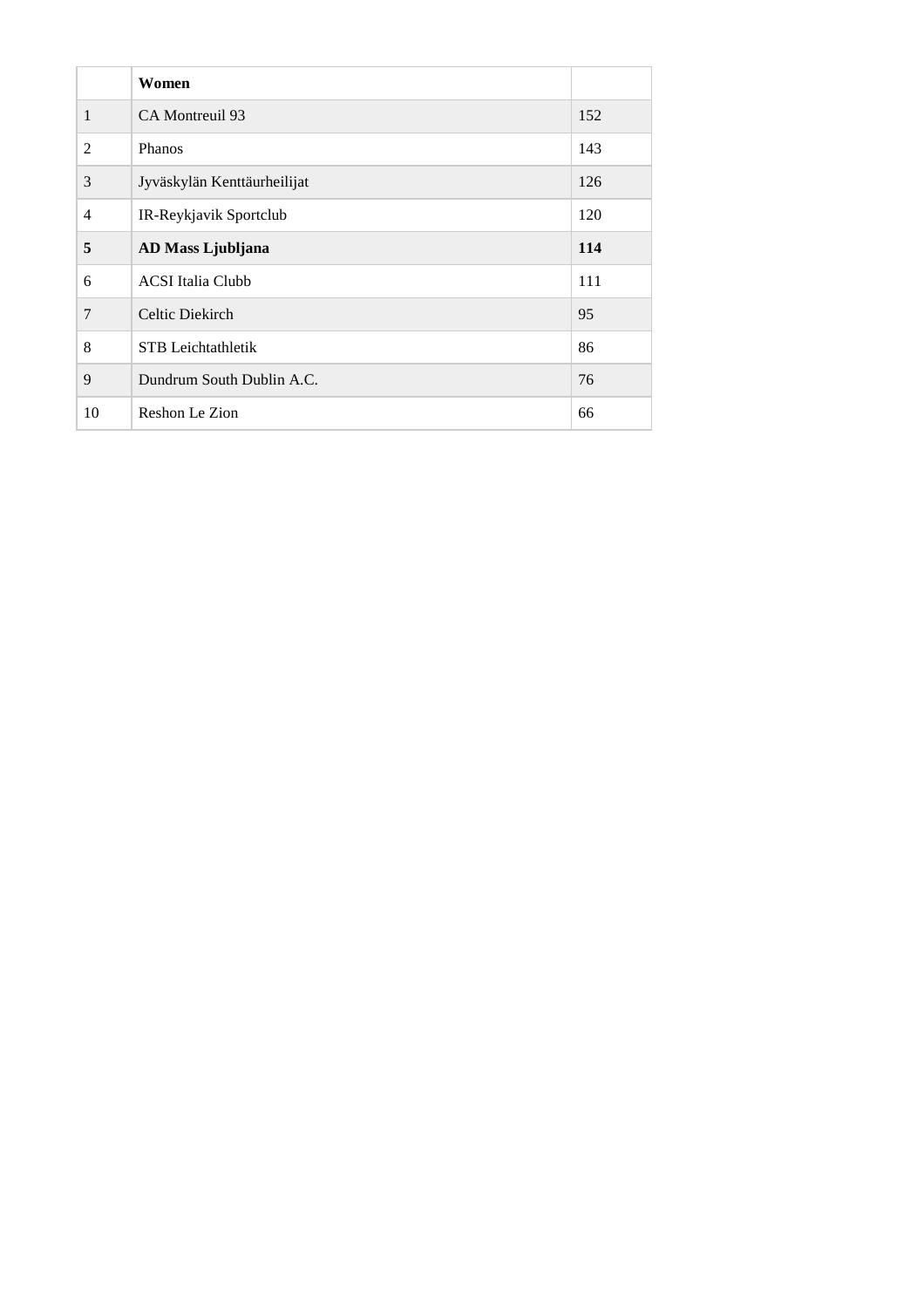| | **Women** | |
|---|---|---|
| 1 | CA Montreuil 93 | 152 |
| 2 | Phanos | 143 |
| 3 | Jyväskylän Kenttäurheilijat | 126 |
| 4 | IR-Reykjavik Sportclub | 120 |
| **5** | **AD Mass Ljubljana** | **114** |
| 6 | ACSI Italia Clubb | 111 |
| 7 | Celtic Diekirch | 95 |
| 8 | STB Leichtathletik | 86 |
| 9 | Dundrum South Dublin A.C. | 76 |
| 10 | Reshon Le Zion | 66 |